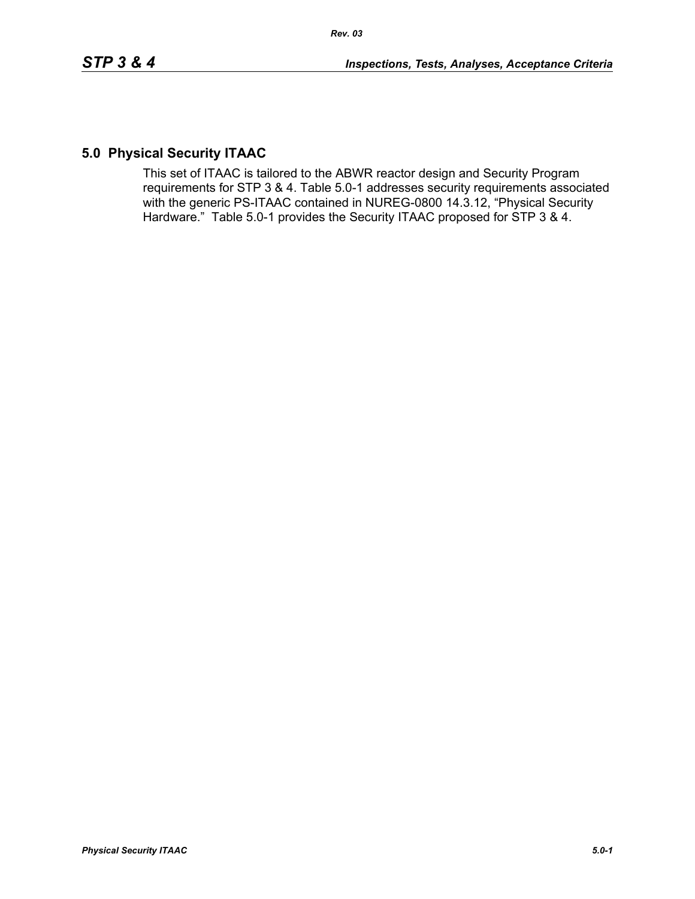## 5.0 Physical Security ITAAC

This set of ITAAC is tailored to the ABWR reactor design and Security Program requirements for STP 3 & 4. Table 5.0-1 addresses security requirements associated with the generic PS-ITAAC contained in NUREG-0800 14.3.12, "Physical Security Hardware." Table 5.0-1 provides the Security ITAAC proposed for STP 3 & 4.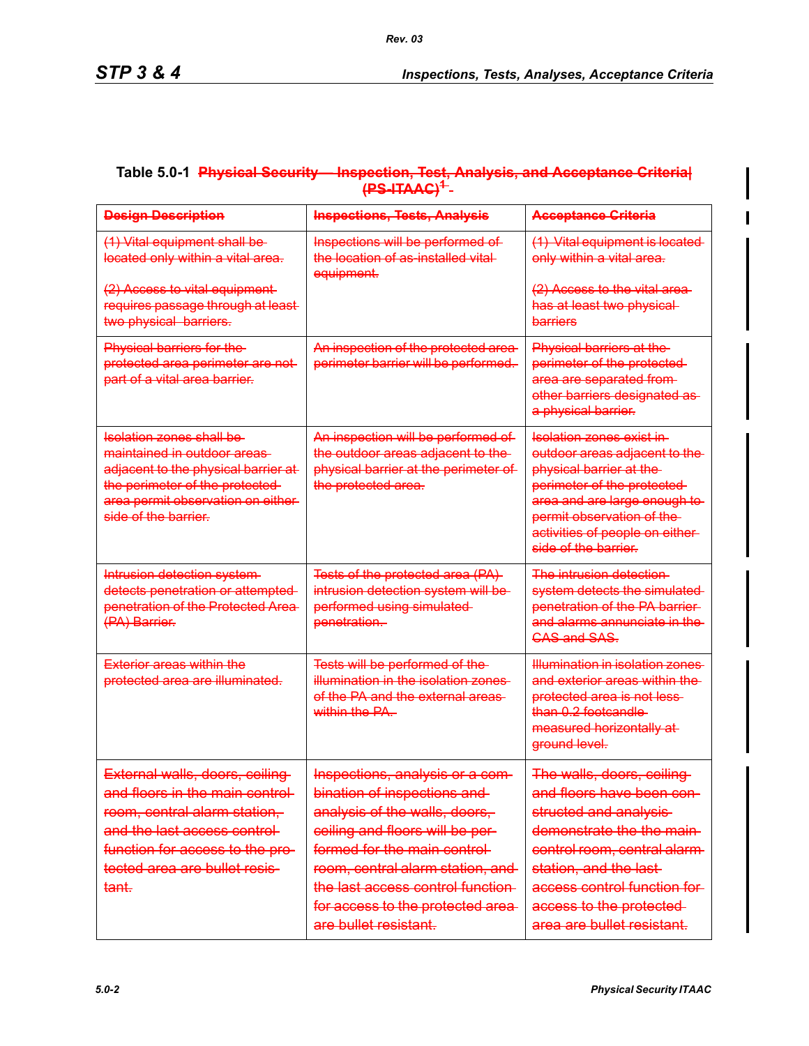Table 5.0-1 ~~Physical Security—Inspection, Test, Analysis, and Acceptance Criteria (PS-ITAAC)[1]~~

| ~~Design Description~~ | ~~Inspections, Tests, Analysis~~ | ~~Acceptance Criteria~~ |
|---|---|---|
| ~~(1) Vital equipment shall be located only within a vital area.~~<br><br>~~(2) Access to vital equipment requires passage through at least two physical barriers.~~ | ~~Inspections will be performed of the location of as-installed vital equipment.~~ | ~~(1) Vital equipment is located only within a vital area.~~<br><br>~~(2) Access to the vital area has at least two physical barriers~~ |
| ~~Physical barriers for the protected area perimeter are not part of a vital area barrier.~~ | ~~An inspection of the protected area perimeter barrier will be performed.~~ | ~~Physical barriers at the perimeter of the protected area are separated from other barriers designated as a physical barrier.~~ |
| ~~Isolation zones shall be maintained in outdoor areas adjacent to the physical barrier at the perimeter of the protected area permit observation on either side of the barrier.~~ | ~~An inspection will be performed of the outdoor areas adjacent to the physical barrier at the perimeter of the protected area.~~ | ~~Isolation zones exist in outdoor areas adjacent to the physical barrier at the perimeter of the protected area and are large enough to permit observation of the activities of people on either side of the barrier.~~ |
| ~~Intrusion detection system detects penetration or attempted penetration of the Protected Area (PA) Barrier.~~ | ~~Tests of the protected area (PA) intrusion detection system will be performed using simulated penetration.~~ | ~~The intrusion detection system detects the simulated penetration of the PA barrier and alarms annunciate in the CAS and SAS.~~ |
| ~~Exterior areas within the protected area are illuminated.~~ | ~~Tests will be performed of the illumination in the isolation zones of the PA and the external areas within the PA.~~ | ~~Illumination in isolation zones and exterior areas within the protected area is not less than 0.2 footcandle measured horizontally at ground level.~~ |
| ~~External walls, doors, ceiling and floors in the main control room, central alarm station, and the last access control function for access to the protected area are bullet resistant.~~ | ~~Inspections, analysis or a combination of inspections and analysis of the walls, doors, ceiling and floors will be performed for the main control room, central alarm station, and the last access control function for access to the protected area are bullet resistant.~~ | ~~The walls, doors, ceiling and floors have been constructed and analysis demonstrate the the main control room, central alarm station, and the last access control function for access to the protected area are bullet resistant.~~ |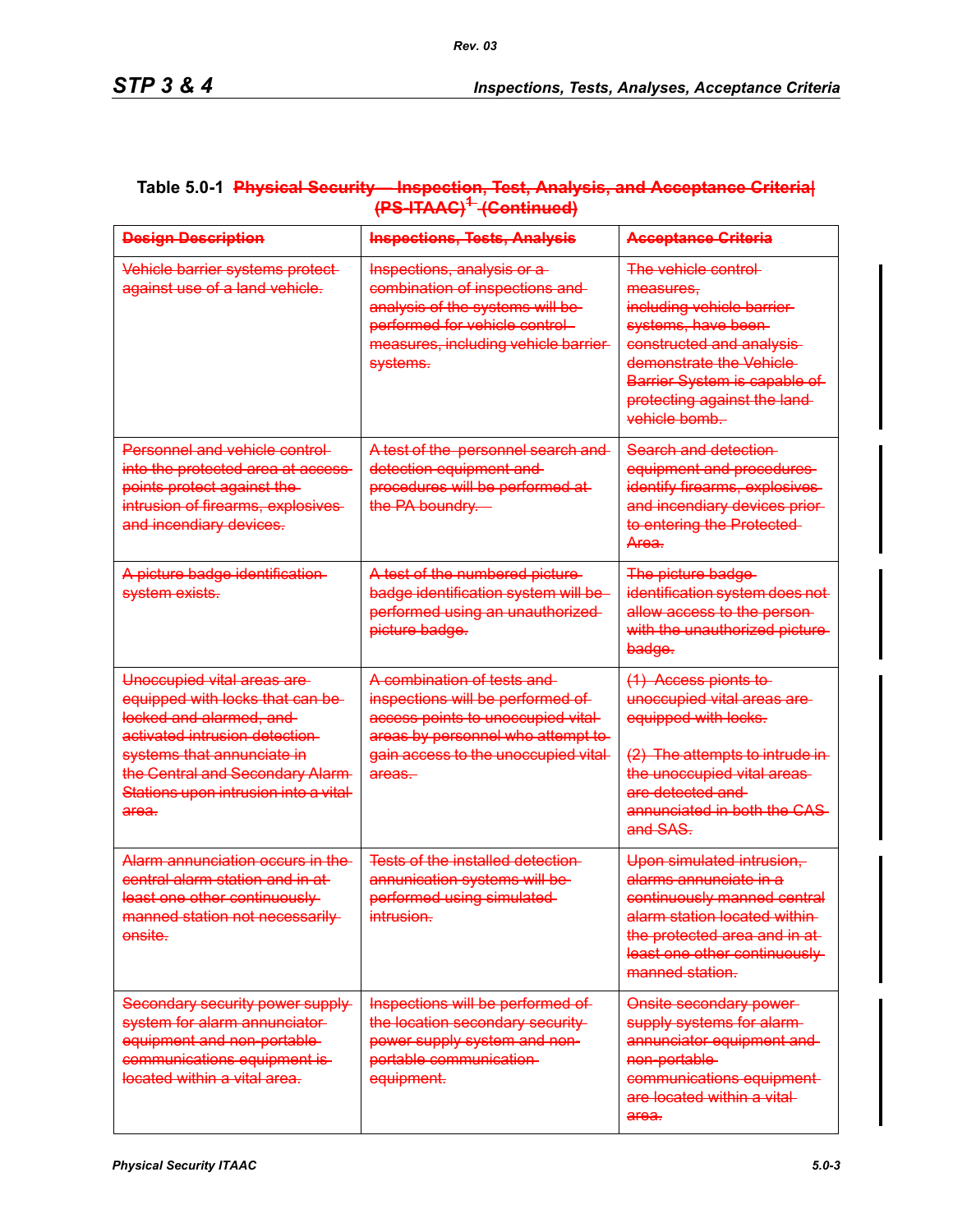**Table 5.0-1 ~~Physical Security – Inspection, Test, Analysis, and Acceptance Criteria (PS-ITAAC)~~[1] ~~(Continued)~~**

| ~~Design Description~~ | ~~Inspections, Tests, Analysis~~ | ~~Acceptance Criteria~~ |
|---|---|---|
| ~~Vehicle barrier systems protect against use of a land vehicle.~~ | ~~Inspections, analysis or a combination of inspections and analysis of the systems will be performed for vehicle control measures, including vehicle barrier systems.~~ | ~~The vehicle control measures, including vehicle barrier systems, have been constructed and analysis demonstrate the Vehicle Barrier System is capable of protecting against the land vehicle bomb.~~ |
| ~~Personnel and vehicle control into the protected area at access points protect against the intrusion of firearms, explosives and incendiary devices.~~ | ~~A test of the personnel search and detection equipment and procedures will be performed at the PA boundry.~~ | ~~Search and detection equipment and procedures identify firearms, explosives and incendiary devices prior to entering the Protected Area.~~ |
| ~~A picture badge identification system exists.~~ | ~~A test of the numbered picture badge identification system will be performed using an unauthorized picture badge.~~ | ~~The picture badge identification system does not allow access to the person with the unauthorized picture badge.~~ |
| ~~Unoccupied vital areas are equipped with locks that can be locked and alarmed, and activated intrusion detection systems that annunciate in the Central and Secondary Alarm Stations upon intrusion into a vital area.~~ | ~~A combination of tests and inspections will be performed of access points to unoccupied vital areas by personnel who attempt to gain access to the unoccupied vital areas.~~ | ~~(1) Access pionts to unoccupied vital areas are equipped with locks.~~<br><br>~~(2) The attempts to intrude in the unoccupied vital areas are detected and annunciated in both the CAS and SAS.~~ |
| ~~Alarm annunciation occurs in the central alarm station and in at least one other continuously manned station not necessarily onsite.~~ | ~~Tests of the installed detection annunciation systems will be performed using simulated intrusion.~~ | ~~Upon simulated intrusion, alarms annunciate in a continuously manned central alarm station located within the protected area and in at least one other continuously manned station.~~ |
| ~~Secondary security power supply system for alarm annunciator equipment and non-portable communications equipment is located within a vital area.~~ | ~~Inspections will be performed of the location secondary security power supply system and non-portable communication equipment.~~ | ~~Onsite secondary power supply systems for alarm annunciator equipment and non-portable communications equipment are located within a vital area.~~ |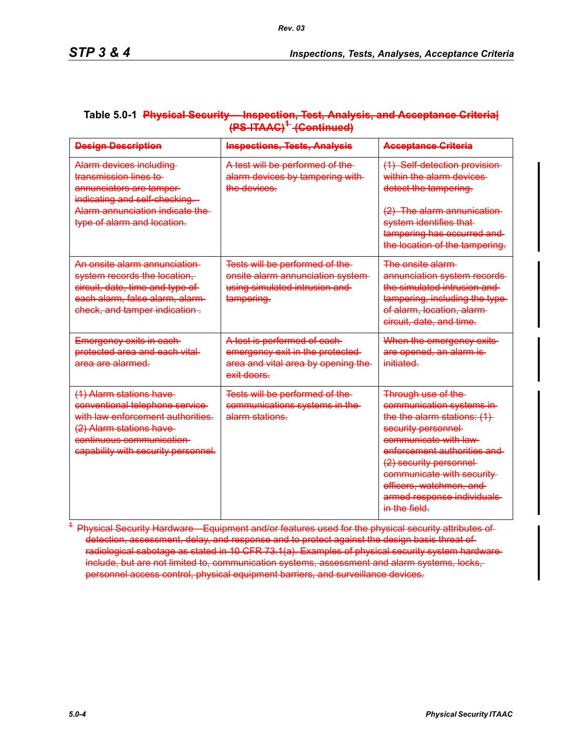**Table 5.0-1 ~~Physical Security—Inspection, Test, Analysis, and Acceptance Criteria (PS-ITAAC)[1] (Continued)~~**

| ~~Design Description~~ | ~~Inspections, Tests, Analysis~~ | ~~Acceptance Criteria~~ |
|---|---|---|
| ~~Alarm devices including transmission lines to annunciators are tamper indicating and self-checking. Alarm annunciation indicate the type of alarm and location.~~ | ~~A test will be performed of the alarm devices by tampering with the devices.~~ | ~~(1) Self-detection provision within the alarm devices detect the tampering.~~<br><br>~~(2) The alarm annunication system identifies that tampering has occurred and the location of the tampering.~~ |
| ~~An onsite alarm annunciation system records the location, circuit, date, time and type of each alarm, false alarm, alarm check, and tamper indication .~~ | ~~Tests will be performed of the onsite alarm annunciation system using simulated intrusion and tampering.~~ | ~~The onsite alarm annunciation system records the simulated intrusion and tampering, including the type of alarm, location, alarm circuit, date, and time.~~ |
| ~~Emergency exits in each protected area and each vital area are alarmed.~~ | ~~A test is performed of each emergency exit in the protected area and vital area by opening the exit doors.~~ | ~~When the emergency exits are opened, an alarm is initiated.~~ |
| ~~(1) Alarm stations have conventional telephone service with law enforcement authorities. (2) Alarm stations have continuous communication capability with security personnel.~~ | ~~Tests will be performed of the communications systems in the alarm stations.~~ | ~~Through use of the communication systems in the the alarm stations: (1) security personnel communicate with law enforcement authorities and (2) security personnel communicate with security officers, watchmen, and armed response individuals in the field.~~ |

~~[1] Physical Security Hardware—Equipment and/or features used for the physical security attributes of detection, assessment, delay, and response and to protect against the design basis threat of radiological sabotage as stated in 10 CFR 73.1(a). Examples of physical security system hardware include, but are not limited to, communication systems, assessment and alarm systems, locks, personnel access control, physical equipment barriers, and surveillance devices.~~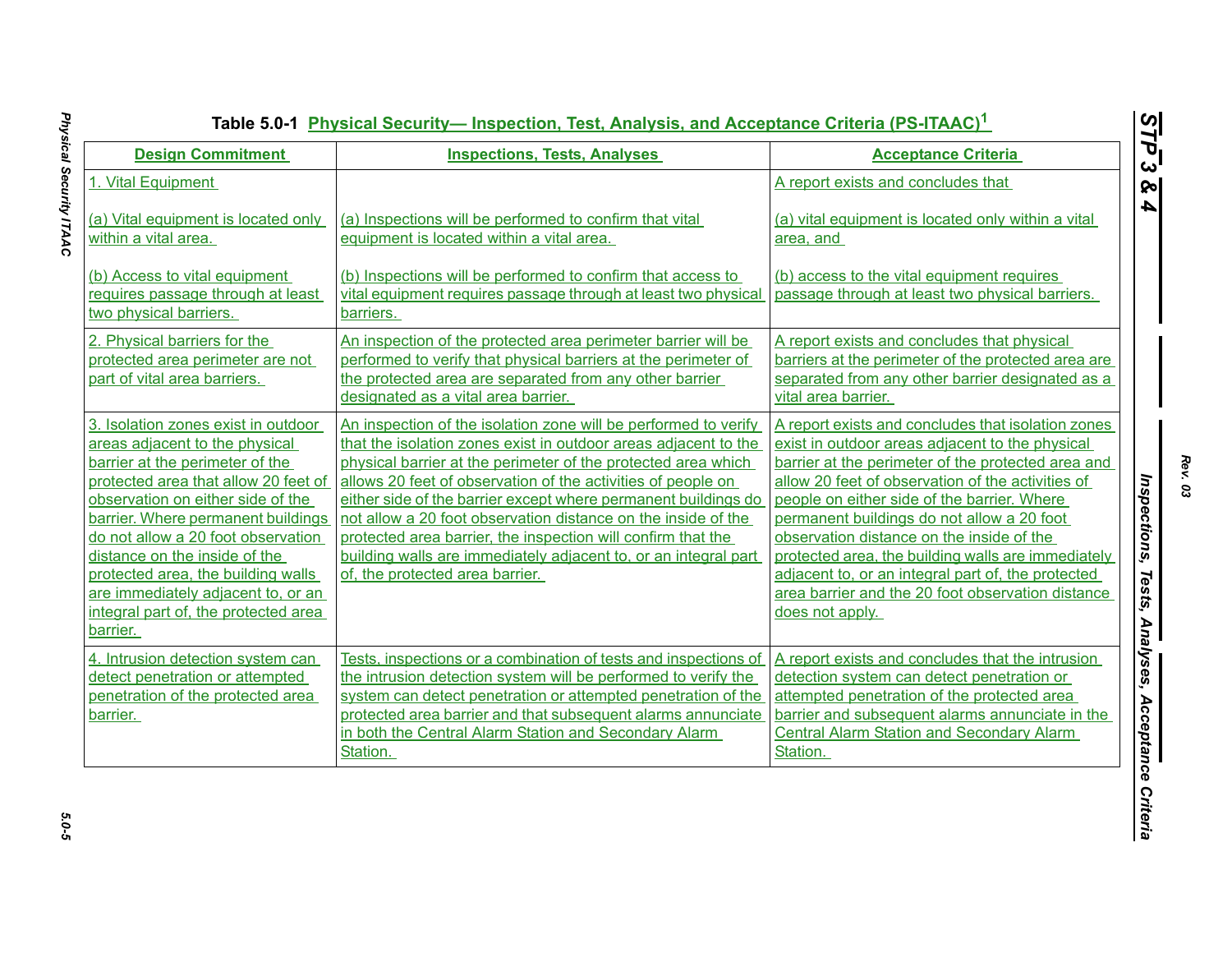**Table 5.0-1 Physical Security— Inspection, Test, Analysis, and Acceptance Criteria (PS-ITAAC)[1]**

| Design Commitment | Inspections, Tests, Analyses | Acceptance Criteria |
|---|---|---|
| 1. Vital Equipment<br><br>(a) Vital equipment is located only within a vital area.<br><br>(b) Access to vital equipment requires passage through at least two physical barriers. | <br><br>(a) Inspections will be performed to confirm that vital equipment is located within a vital area.<br><br>(b) Inspections will be performed to confirm that access to vital equipment requires passage through at least two physical barriers. | A report exists and concludes that<br><br>(a) vital equipment is located only within a vital area, and<br><br>(b) access to the vital equipment requires passage through at least two physical barriers. |
| 2. Physical barriers for the protected area perimeter are not part of vital area barriers. | An inspection of the protected area perimeter barrier will be performed to verify that physical barriers at the perimeter of the protected area are separated from any other barrier designated as a vital area barrier. | A report exists and concludes that physical barriers at the perimeter of the protected area are separated from any other barrier designated as a vital area barrier. |
| 3. Isolation zones exist in outdoor areas adjacent to the physical barrier at the perimeter of the protected area that allow 20 feet of observation on either side of the barrier. Where permanent buildings do not allow a 20 foot observation distance on the inside of the protected area, the building walls are immediately adjacent to, or an integral part of, the protected area barrier. | An inspection of the isolation zone will be performed to verify that the isolation zones exist in outdoor areas adjacent to the physical barrier at the perimeter of the protected area which allows 20 feet of observation of the activities of people on either side of the barrier except where permanent buildings do not allow a 20 foot observation distance on the inside of the protected area barrier, the inspection will confirm that the building walls are immediately adjacent to, or an integral part of, the protected area barrier. | A report exists and concludes that isolation zones exist in outdoor areas adjacent to the physical barrier at the perimeter of the protected area and allow 20 feet of observation of the activities of people on either side of the barrier. Where permanent buildings do not allow a 20 foot observation distance on the inside of the protected area, the building walls are immediately adjacent to, or an integral part of, the protected area barrier and the 20 foot observation distance does not apply. |
| 4. Intrusion detection system can detect penetration or attempted penetration of the protected area barrier. | Tests, inspections or a combination of tests and inspections of the intrusion detection system will be performed to verify the system can detect penetration or attempted penetration of the protected area barrier and that subsequent alarms annunciate in both the Central Alarm Station and Secondary Alarm Station. | A report exists and concludes that the intrusion detection system can detect penetration or attempted penetration of the protected area barrier and subsequent alarms annunciate in the Central Alarm Station and Secondary Alarm Station. |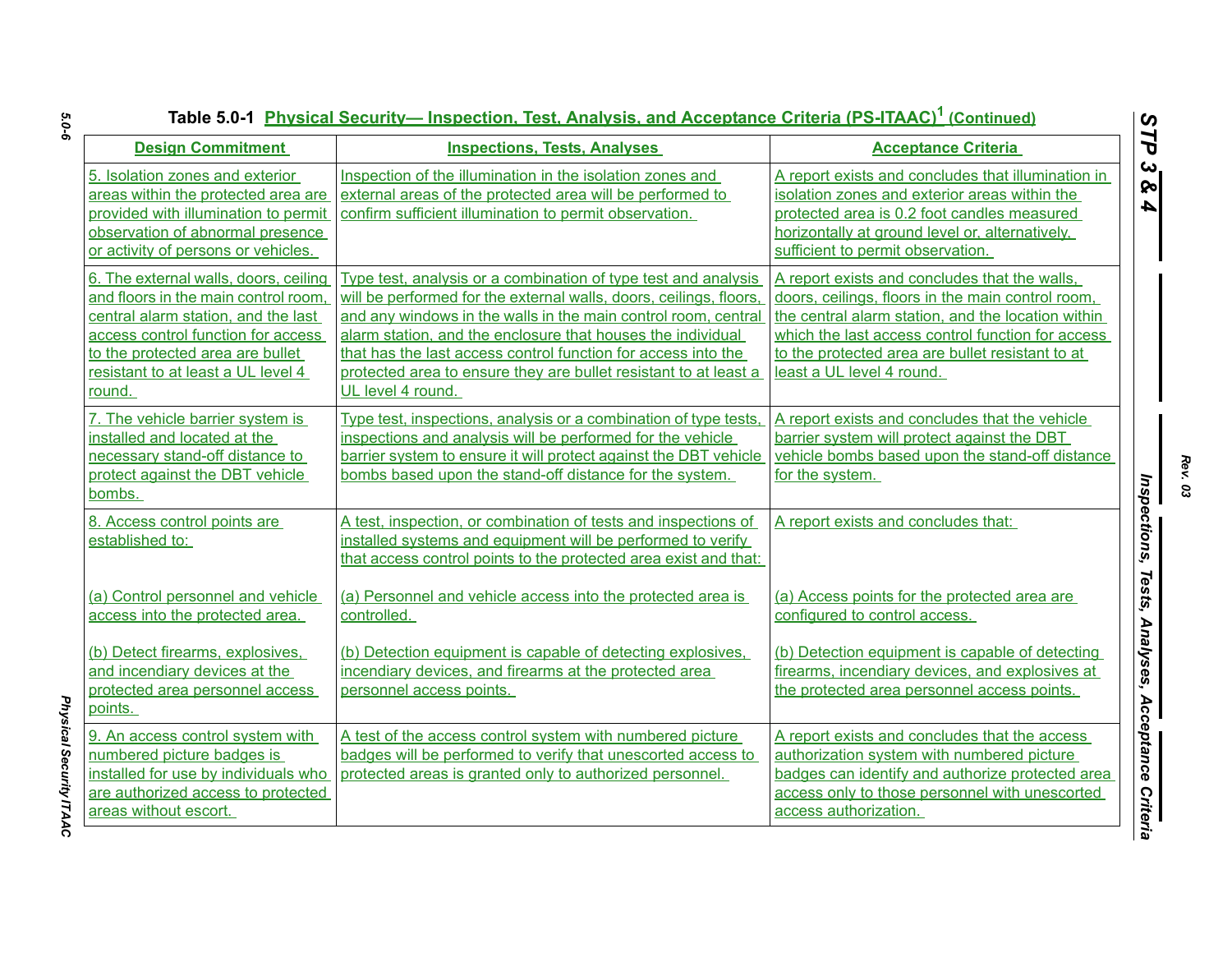### Table 5.0-1 Physical Security— Inspection, Test, Analysis, and Acceptance Criteria (PS-ITAAC)[1] (Continued)

| Design Commitment | Inspections, Tests, Analyses | Acceptance Criteria |
|---|---|---|
| 5. Isolation zones and exterior areas within the protected area are provided with illumination to permit observation of abnormal presence or activity of persons or vehicles. | Inspection of the illumination in the isolation zones and external areas of the protected area will be performed to confirm sufficient illumination to permit observation. | A report exists and concludes that illumination in isolation zones and exterior areas within the protected area is 0.2 foot candles measured horizontally at ground level or, alternatively, sufficient to permit observation. |
| 6. The external walls, doors, ceiling and floors in the main control room, central alarm station, and the last access control function for access to the protected area are bullet resistant to at least a UL level 4 round. | Type test, analysis or a combination of type test and analysis will be performed for the external walls, doors, ceilings, floors, and any windows in the walls in the main control room, central alarm station, and the enclosure that houses the individual that has the last access control function for access into the protected area to ensure they are bullet resistant to at least a UL level 4 round. | A report exists and concludes that the walls, doors, ceilings, floors in the main control room, the central alarm station, and the location within which the last access control function for access to the protected area are bullet resistant to at least a UL level 4 round. |
| 7. The vehicle barrier system is installed and located at the necessary stand-off distance to protect against the DBT vehicle bombs. | Type test, inspections, analysis or a combination of type tests, inspections and analysis will be performed for the vehicle barrier system to ensure it will protect against the DBT vehicle bombs based upon the stand-off distance for the system. | A report exists and concludes that the vehicle barrier system will protect against the DBT vehicle bombs based upon the stand-off distance for the system. |
| 8. Access control points are established to:<br><br>(a) Control personnel and vehicle access into the protected area.<br><br>(b) Detect firearms, explosives, and incendiary devices at the protected area personnel access points. | A test, inspection, or combination of tests and inspections of installed systems and equipment will be performed to verify that access control points to the protected area exist and that:<br><br>(a) Personnel and vehicle access into the protected area is controlled.<br><br>(b) Detection equipment is capable of detecting explosives, incendiary devices, and firearms at the protected area personnel access points. | A report exists and concludes that:<br><br>(a) Access points for the protected area are configured to control access.<br><br>(b) Detection equipment is capable of detecting firearms, incendiary devices, and explosives at the protected area personnel access points. |
| 9. An access control system with numbered picture badges is installed for use by individuals who are authorized access to protected areas without escort. | A test of the access control system with numbered picture badges will be performed to verify that unescorted access to protected areas is granted only to authorized personnel. | A report exists and concludes that the access authorization system with numbered picture badges can identify and authorize protected area access only to those personnel with unescorted access authorization. |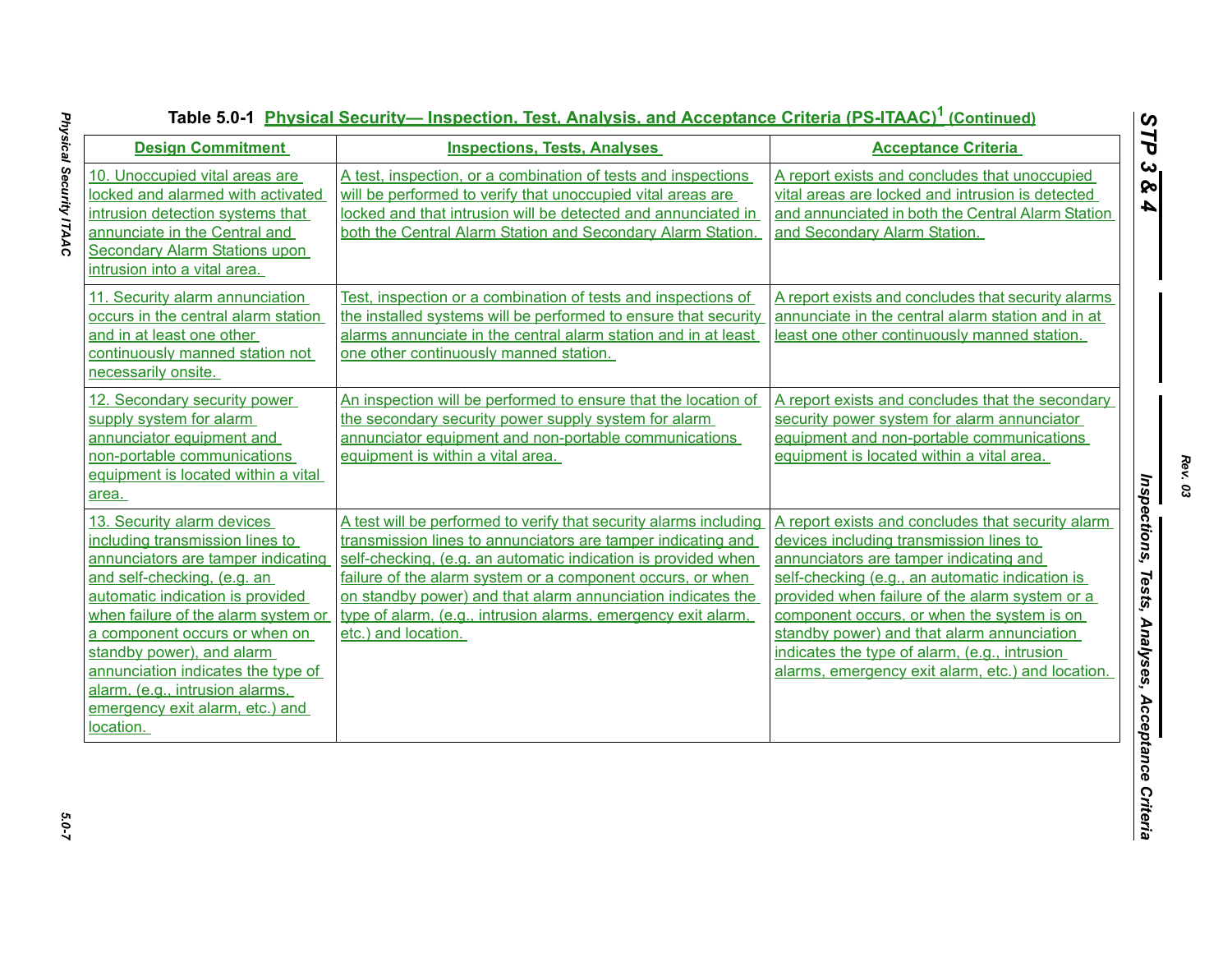**Table 5.0-1 Physical Security— Inspection, Test, Analysis, and Acceptance Criteria (PS-ITAAC)[1] (Continued)**

| Design Commitment | Inspections, Tests, Analyses | Acceptance Criteria |
|---|---|---|
| 10. Unoccupied vital areas are locked and alarmed with activated intrusion detection systems that annunciate in the Central and Secondary Alarm Stations upon intrusion into a vital area. | A test, inspection, or a combination of tests and inspections will be performed to verify that unoccupied vital areas are locked and that intrusion will be detected and annunciated in both the Central Alarm Station and Secondary Alarm Station. | A report exists and concludes that unoccupied vital areas are locked and intrusion is detected and annunciated in both the Central Alarm Station and Secondary Alarm Station. |
| 11. Security alarm annunciation occurs in the central alarm station and in at least one other continuously manned station not necessarily onsite. | Test, inspection or a combination of tests and inspections of the installed systems will be performed to ensure that security alarms annunciate in the central alarm station and in at least one other continuously manned station. | A report exists and concludes that security alarms annunciate in the central alarm station and in at least one other continuously manned station. |
| 12. Secondary security power supply system for alarm annunciator equipment and non-portable communications equipment is located within a vital area. | An inspection will be performed to ensure that the location of the secondary security power supply system for alarm annunciator equipment and non-portable communications equipment is within a vital area. | A report exists and concludes that the secondary security power system for alarm annunciator equipment and non-portable communications equipment is located within a vital area. |
| 13. Security alarm devices including transmission lines to annunciators are tamper indicating and self-checking, (e.g. an automatic indication is provided when failure of the alarm system or a component occurs or when on standby power), and alarm annunciation indicates the type of alarm, (e.g., intrusion alarms, emergency exit alarm, etc.) and location. | A test will be performed to verify that security alarms including transmission lines to annunciators are tamper indicating and self-checking, (e.g. an automatic indication is provided when failure of the alarm system or a component occurs, or when on standby power) and that alarm annunciation indicates the type of alarm, (e.g., intrusion alarms, emergency exit alarm, etc.) and location. | A report exists and concludes that security alarm devices including transmission lines to annunciators are tamper indicating and self-checking (e.g., an automatic indication is provided when failure of the alarm system or a component occurs, or when the system is on standby power) and that alarm annunciation indicates the type of alarm, (e.g., intrusion alarms, emergency exit alarm, etc.) and location. |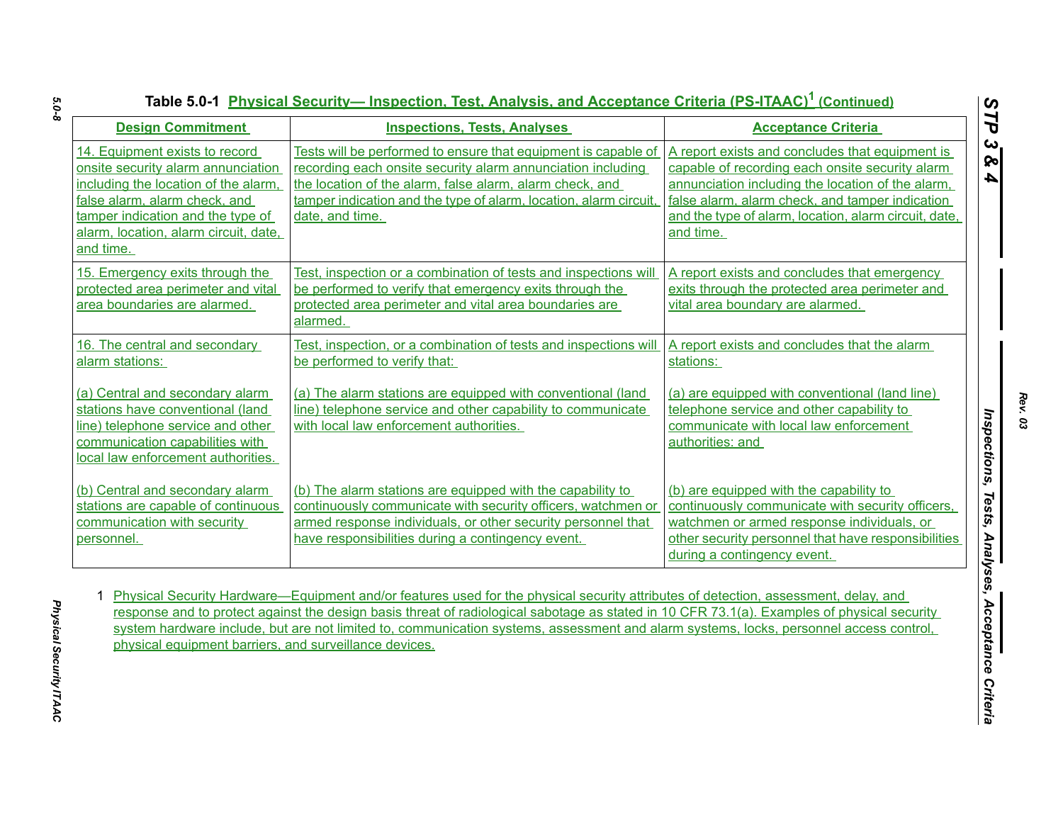**Table 5.0-1 Physical Security— Inspection, Test, Analysis, and Acceptance Criteria (PS-ITAAC)[1] (Continued)**

| Design Commitment | Inspections, Tests, Analyses | Acceptance Criteria |
|---|---|---|
| 14. Equipment exists to record onsite security alarm annunciation including the location of the alarm, false alarm, alarm check, and tamper indication and the type of alarm, location, alarm circuit, date, and time. | Tests will be performed to ensure that equipment is capable of recording each onsite security alarm annunciation including the location of the alarm, false alarm, alarm check, and tamper indication and the type of alarm, location, alarm circuit, date, and time. | A report exists and concludes that equipment is capable of recording each onsite security alarm annunciation including the location of the alarm, false alarm, alarm check, and tamper indication and the type of alarm, location, alarm circuit, date, and time. |
| 15. Emergency exits through the protected area perimeter and vital area boundaries are alarmed. | Test, inspection or a combination of tests and inspections will be performed to verify that emergency exits through the protected area perimeter and vital area boundaries are alarmed. | A report exists and concludes that emergency exits through the protected area perimeter and vital area boundary are alarmed. |
| 16. The central and secondary alarm stations:<br><br>(a) Central and secondary alarm stations have conventional (land line) telephone service and other communication capabilities with local law enforcement authorities.<br><br>(b) Central and secondary alarm stations are capable of continuous communication with security personnel. | Test, inspection, or a combination of tests and inspections will be performed to verify that:<br><br>(a) The alarm stations are equipped with conventional (land line) telephone service and other capability to communicate with local law enforcement authorities.<br><br>(b) The alarm stations are equipped with the capability to continuously communicate with security officers, watchmen or armed response individuals, or other security personnel that have responsibilities during a contingency event. | A report exists and concludes that the alarm stations:<br><br>(a) are equipped with conventional (land line) telephone service and other capability to communicate with local law enforcement authorities: and<br><br>(b) are equipped with the capability to continuously communicate with security officers, watchmen or armed response individuals, or other security personnel that have responsibilities during a contingency event. |

1 Physical Security Hardware—Equipment and/or features used for the physical security attributes of detection, assessment, delay, and response and to protect against the design basis threat of radiological sabotage as stated in 10 CFR 73.1(a). Examples of physical security system hardware include, but are not limited to, communication systems, assessment and alarm systems, locks, personnel access control, physical equipment barriers, and surveillance devices.